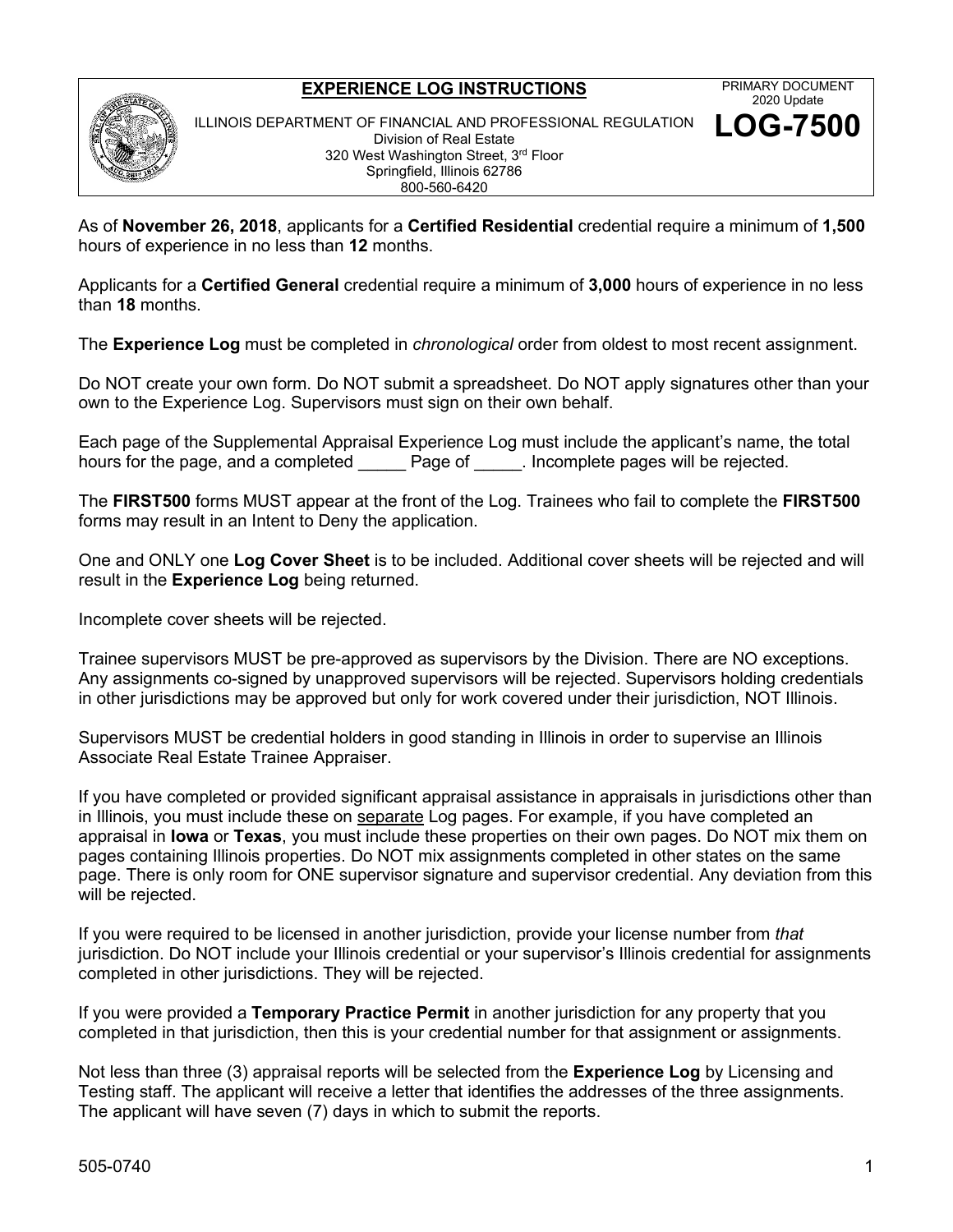# EXPERIENCE LOG INSTRUCTIONS

ILLINOIS DEPARTMENT OF FINANCIAL AND PROFESSIONAL REGULATION
Division of Real Estate
320 West Washington Street, 3rd Floor
Springfield, Illinois 62786
800-560-6420

PRIMARY DOCUMENT
2020 Update

**LOG-7500**

As of **November 26, 2018**, applicants for a **Certified Residential** credential require a minimum of **1,500** hours of experience in no less than **12** months.

Applicants for a **Certified General** credential require a minimum of **3,000** hours of experience in no less than **18** months.

The **Experience Log** must be completed in *chronological* order from oldest to most recent assignment.

Do NOT create your own form. Do NOT submit a spreadsheet. Do NOT apply signatures other than your own to the Experience Log. Supervisors must sign on their own behalf.

Each page of the Supplemental Appraisal Experience Log must include the applicant's name, the total hours for the page, and a completed _____ Page of _____. Incomplete pages will be rejected.

The **FIRST500** forms MUST appear at the front of the Log. Trainees who fail to complete the **FIRST500** forms may result in an Intent to Deny the application.

One and ONLY one **Log Cover Sheet** is to be included. Additional cover sheets will be rejected and will result in the **Experience Log** being returned.

Incomplete cover sheets will be rejected.

Trainee supervisors MUST be pre-approved as supervisors by the Division. There are NO exceptions. Any assignments co-signed by unapproved supervisors will be rejected. Supervisors holding credentials in other jurisdictions may be approved but only for work covered under their jurisdiction, NOT Illinois.

Supervisors MUST be credential holders in good standing in Illinois in order to supervise an Illinois Associate Real Estate Trainee Appraiser.

If you have completed or provided significant appraisal assistance in appraisals in jurisdictions other than in Illinois, you must include these on separate Log pages. For example, if you have completed an appraisal in **Iowa** or **Texas**, you must include these properties on their own pages. Do NOT mix them on pages containing Illinois properties. Do NOT mix assignments completed in other states on the same page. There is only room for ONE supervisor signature and supervisor credential. Any deviation from this will be rejected.

If you were required to be licensed in another jurisdiction, provide your license number from *that* jurisdiction. Do NOT include your Illinois credential or your supervisor's Illinois credential for assignments completed in other jurisdictions. They will be rejected.

If you were provided a **Temporary Practice Permit** in another jurisdiction for any property that you completed in that jurisdiction, then this is your credential number for that assignment or assignments.

Not less than three (3) appraisal reports will be selected from the **Experience Log** by Licensing and Testing staff. The applicant will receive a letter that identifies the addresses of the three assignments. The applicant will have seven (7) days in which to submit the reports.

505-0740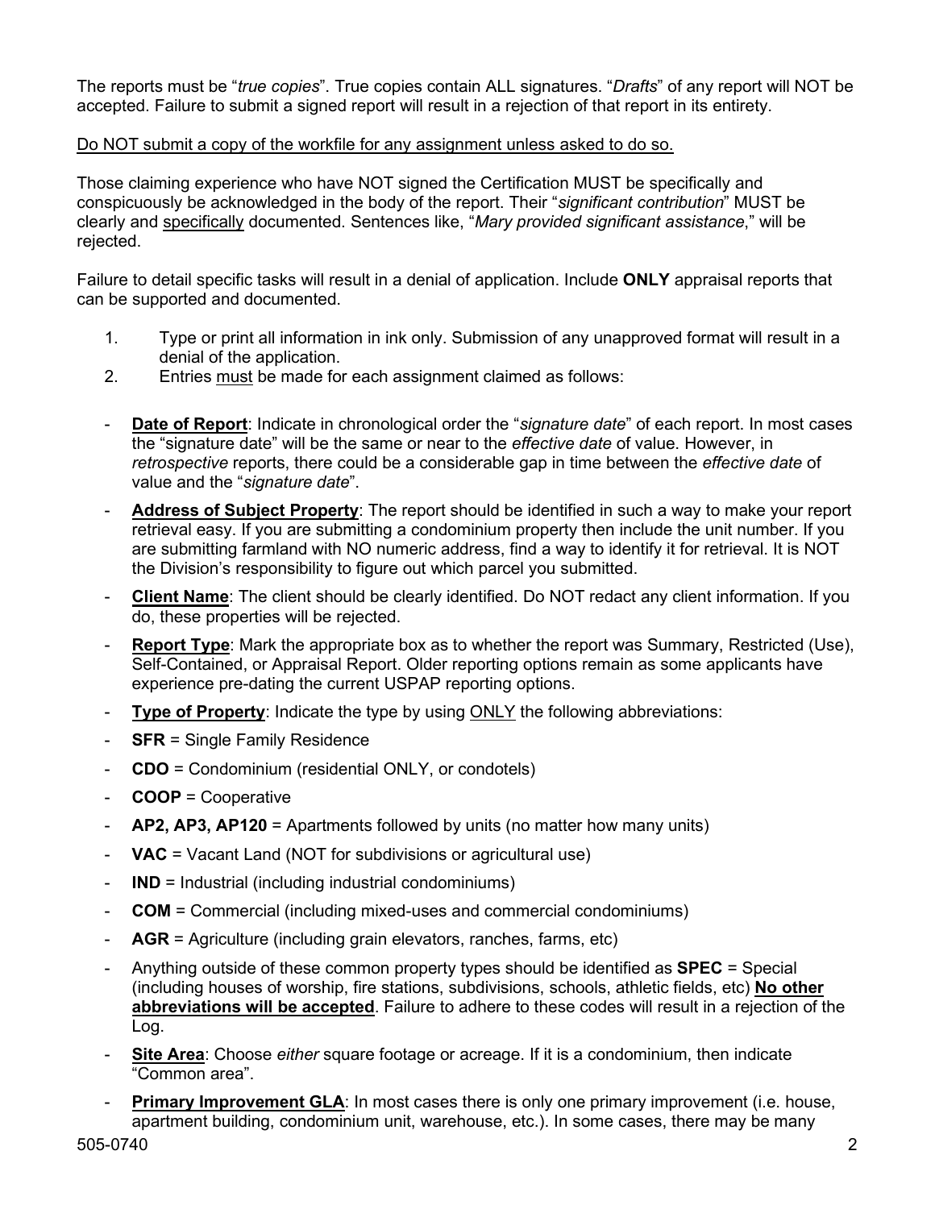The reports must be "*true copies*". True copies contain ALL signatures. "*Drafts*" of any report will NOT be accepted. Failure to submit a signed report will result in a rejection of that report in its entirety.

<u>Do NOT submit a copy of the workfile for any assignment unless asked to do so.</u>

Those claiming experience who have NOT signed the Certification MUST be specifically and conspicuously be acknowledged in the body of the report. Their "*significant contribution*" MUST be clearly and <u>specifically</u> documented. Sentences like, "*Mary provided significant assistance*," will be rejected.

Failure to detail specific tasks will result in a denial of application. Include **ONLY** appraisal reports that can be supported and documented.

1. Type or print all information in ink only. Submission of any unapproved format will result in a denial of the application.
2. Entries <u>must</u> be made for each assignment claimed as follows:

- **<u>Date of Report</u>**: Indicate in chronological order the "*signature date*" of each report. In most cases the "signature date" will be the same or near to the *effective date* of value. However, in *retrospective* reports, there could be a considerable gap in time between the *effective date* of value and the "*signature date*".
- **<u>Address of Subject Property</u>**: The report should be identified in such a way to make your report retrieval easy. If you are submitting a condominium property then include the unit number. If you are submitting farmland with NO numeric address, find a way to identify it for retrieval. It is NOT the Division's responsibility to figure out which parcel you submitted.
- **<u>Client Name</u>**: The client should be clearly identified. Do NOT redact any client information. If you do, these properties will be rejected.
- **<u>Report Type</u>**: Mark the appropriate box as to whether the report was Summary, Restricted (Use), Self-Contained, or Appraisal Report. Older reporting options remain as some applicants have experience pre-dating the current USPAP reporting options.
- **<u>Type of Property</u>**: Indicate the type by using <u>ONLY</u> the following abbreviations:
- **SFR** = Single Family Residence
- **CDO** = Condominium (residential ONLY, or condotels)
- **COOP** = Cooperative
- **AP2, AP3, AP120** = Apartments followed by units (no matter how many units)
- **VAC** = Vacant Land (NOT for subdivisions or agricultural use)
- **IND** = Industrial (including industrial condominiums)
- **COM** = Commercial (including mixed-uses and commercial condominiums)
- **AGR** = Agriculture (including grain elevators, ranches, farms, etc)
- Anything outside of these common property types should be identified as **SPEC** = Special (including houses of worship, fire stations, subdivisions, schools, athletic fields, etc) **<u>No other abbreviations will be accepted</u>**. Failure to adhere to these codes will result in a rejection of the Log.
- **<u>Site Area</u>**: Choose *either* square footage or acreage. If it is a condominium, then indicate "Common area".
- **<u>Primary Improvement GLA</u>**: In most cases there is only one primary improvement (i.e. house, apartment building, condominium unit, warehouse, etc.). In some cases, there may be many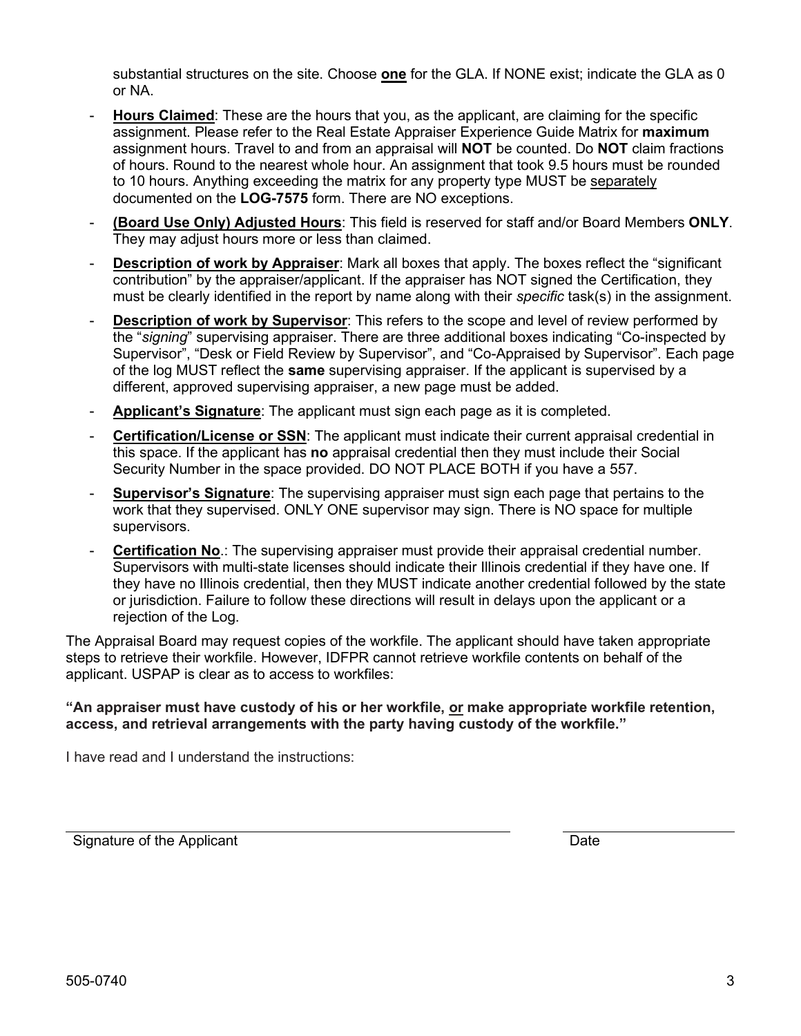substantial structures on the site. Choose **one** for the GLA. If NONE exist; indicate the GLA as 0 or NA.

- **Hours Claimed**: These are the hours that you, as the applicant, are claiming for the specific assignment. Please refer to the Real Estate Appraiser Experience Guide Matrix for **maximum** assignment hours. Travel to and from an appraisal will **NOT** be counted. Do **NOT** claim fractions of hours. Round to the nearest whole hour. An assignment that took 9.5 hours must be rounded to 10 hours. Anything exceeding the matrix for any property type MUST be separately documented on the **LOG-7575** form. There are NO exceptions.
- **(Board Use Only) Adjusted Hours**: This field is reserved for staff and/or Board Members **ONLY**. They may adjust hours more or less than claimed.
- **Description of work by Appraiser**: Mark all boxes that apply. The boxes reflect the "significant contribution" by the appraiser/applicant. If the appraiser has NOT signed the Certification, they must be clearly identified in the report by name along with their *specific* task(s) in the assignment.
- **Description of work by Supervisor**: This refers to the scope and level of review performed by the "*signing*" supervising appraiser. There are three additional boxes indicating "Co-inspected by Supervisor", "Desk or Field Review by Supervisor", and "Co-Appraised by Supervisor". Each page of the log MUST reflect the **same** supervising appraiser. If the applicant is supervised by a different, approved supervising appraiser, a new page must be added.
- **Applicant's Signature**: The applicant must sign each page as it is completed.
- **Certification/License or SSN**: The applicant must indicate their current appraisal credential in this space. If the applicant has **no** appraisal credential then they must include their Social Security Number in the space provided. DO NOT PLACE BOTH if you have a 557.
- **Supervisor's Signature**: The supervising appraiser must sign each page that pertains to the work that they supervised. ONLY ONE supervisor may sign. There is NO space for multiple supervisors.
- **Certification No**.: The supervising appraiser must provide their appraisal credential number. Supervisors with multi-state licenses should indicate their Illinois credential if they have one. If they have no Illinois credential, then they MUST indicate another credential followed by the state or jurisdiction. Failure to follow these directions will result in delays upon the applicant or a rejection of the Log.

The Appraisal Board may request copies of the workfile. The applicant should have taken appropriate steps to retrieve their workfile. However, IDFPR cannot retrieve workfile contents on behalf of the applicant. USPAP is clear as to access to workfiles:

**"An appraiser must have custody of his or her workfile, or make appropriate workfile retention, access, and retrieval arrangements with the party having custody of the workfile."**

I have read and I understand the instructions:

Signature of the Applicant ______________________ Date ______________

505-0740